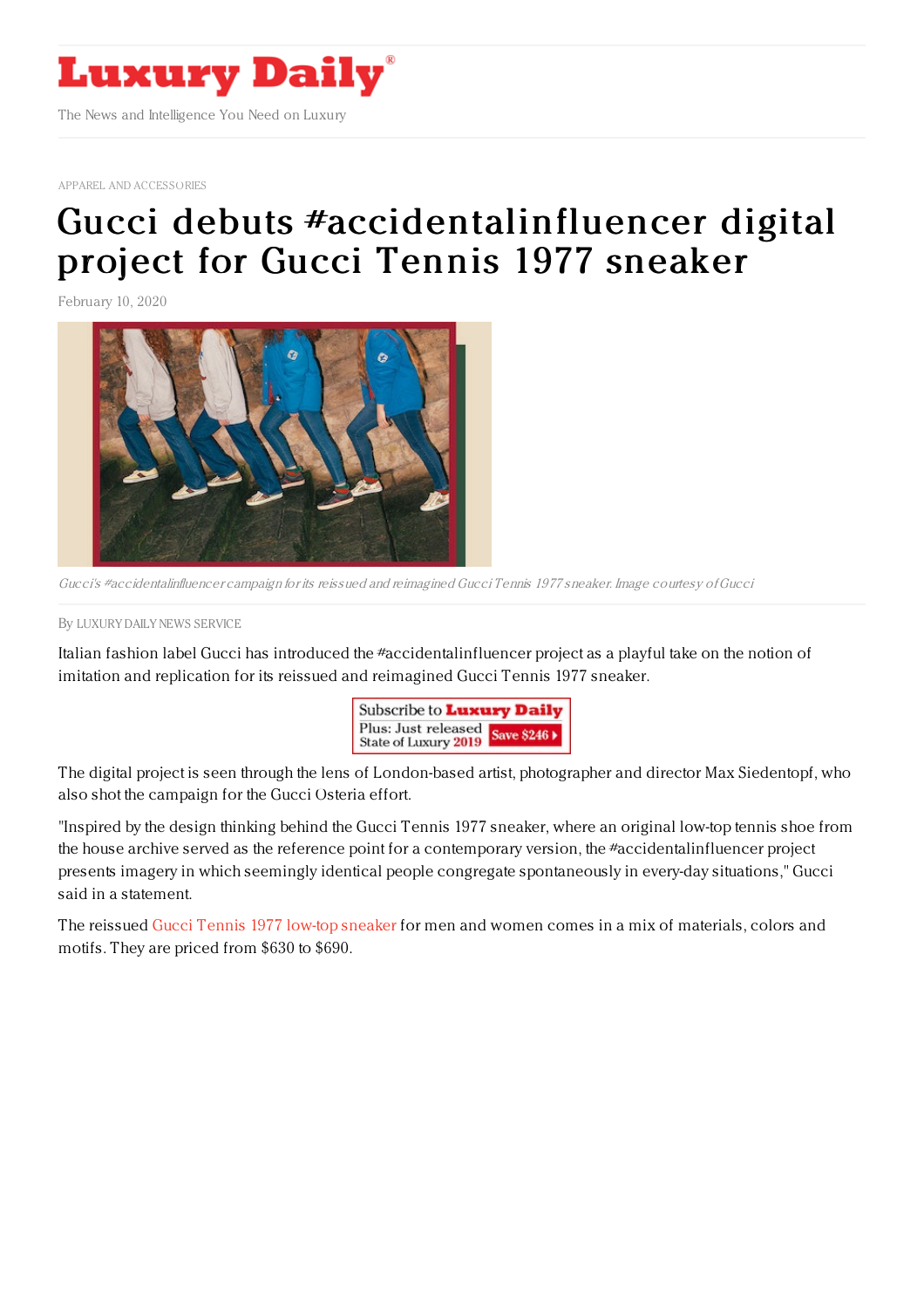# Luxury Daily

The News and Intelligence You Need on Luxury

APPAREL AND ACCESSORIES

# Gucci debuts #accidentalinfluencer digital project for Gucci Tennis 1977 sneaker

February 10, 2020

*Gucci's #accidentalinfluencer campaign for its reissued and reimagined Gucci Tennis 1977 sneaker. Image courtesy of Gucci*

By LUXURY DAILY NEWS SERVICE

Italian fashion label Gucci has introduced the #accidentalinfluencer project as a playful take on the notion of imitation and replication for its reissued and reimagined Gucci Tennis 1977 sneaker.

Subscribe to Luxury Daily
Plus: Just released State of Luxury 2019 Save $246

The digital project is seen through the lens of London-based artist, photographer and director Max Siedentopf, who also shot the campaign for the Gucci Osteria effort.

"Inspired by the design thinking behind the Gucci Tennis 1977 sneaker, where an original low-top tennis shoe from the house archive served as the reference point for a contemporary version, the #accidentalinfluencer project presents imagery in which seemingly identical people congregate spontaneously in every-day situations," Gucci said in a statement.

The reissued Gucci Tennis 1977 low-top sneaker for men and women comes in a mix of materials, colors and motifs. They are priced from $630 to $690.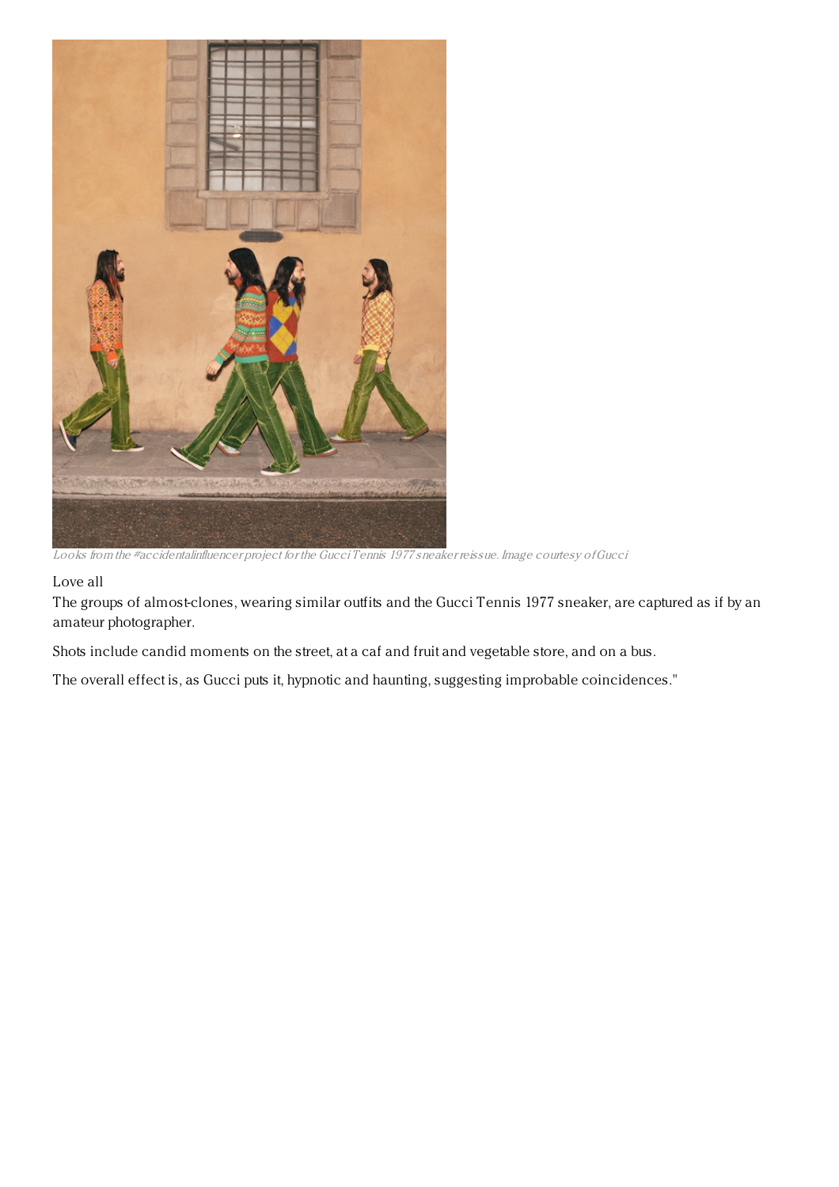*Looks from the #accidentalinfluencer project for the Gucci Tennis 1977 sneaker reissue. Image courtesy of Gucci*

Love all

The groups of almost-clones, wearing similar outfits and the Gucci Tennis 1977 sneaker, are captured as if by an amateur photographer.

Shots include candid moments on the street, at a caf and fruit and vegetable store, and on a bus.

The overall effect is, as Gucci puts it, hypnotic and haunting, suggesting improbable coincidences."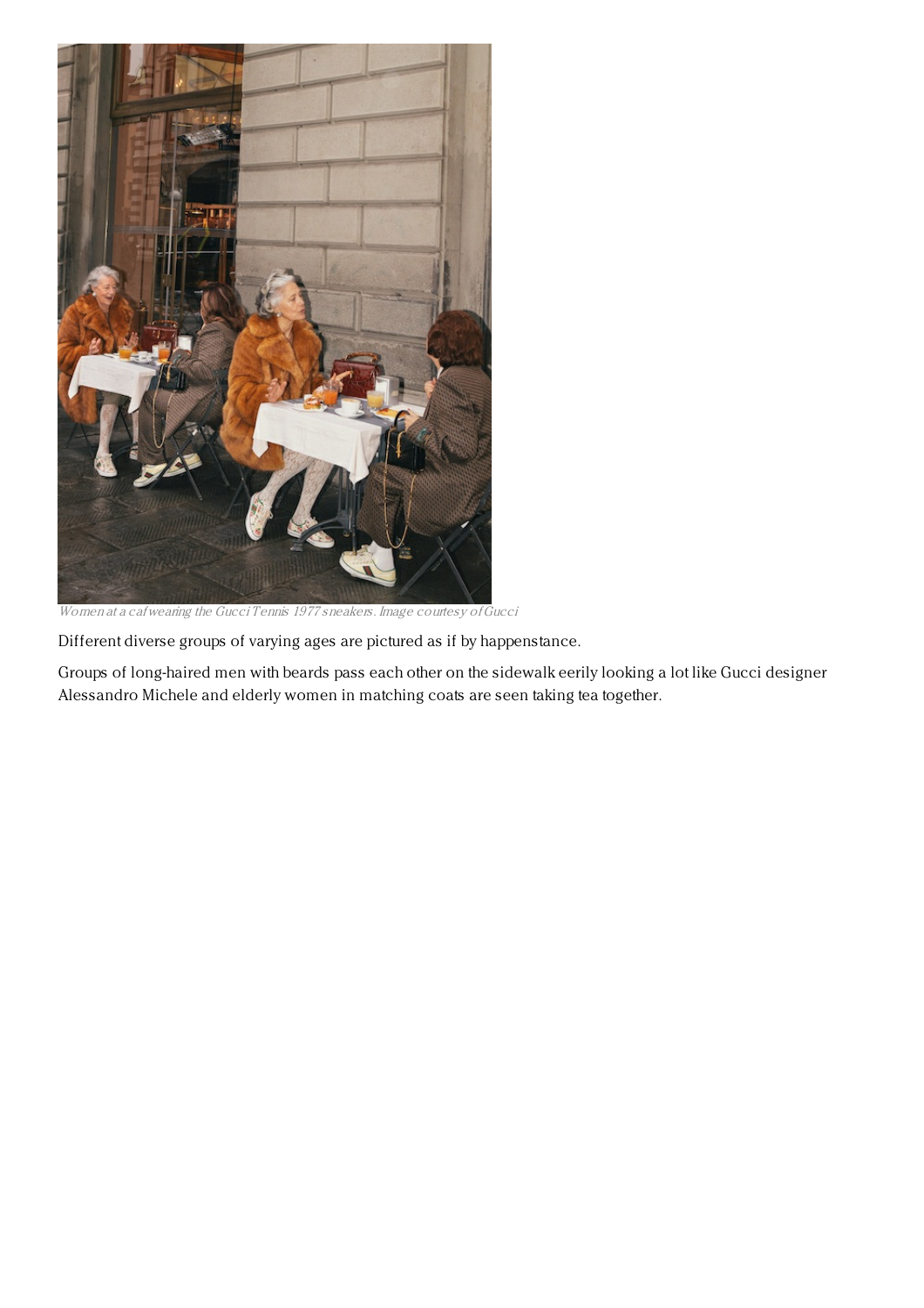*Women at a caf wearing the Gucci Tennis 1977 sneakers. Image courtesy of Gucci*

Different diverse groups of varying ages are pictured as if by happenstance.

Groups of long-haired men with beards pass each other on the sidewalk eerily looking a lot like Gucci designer Alessandro Michele and elderly women in matching coats are seen taking tea together.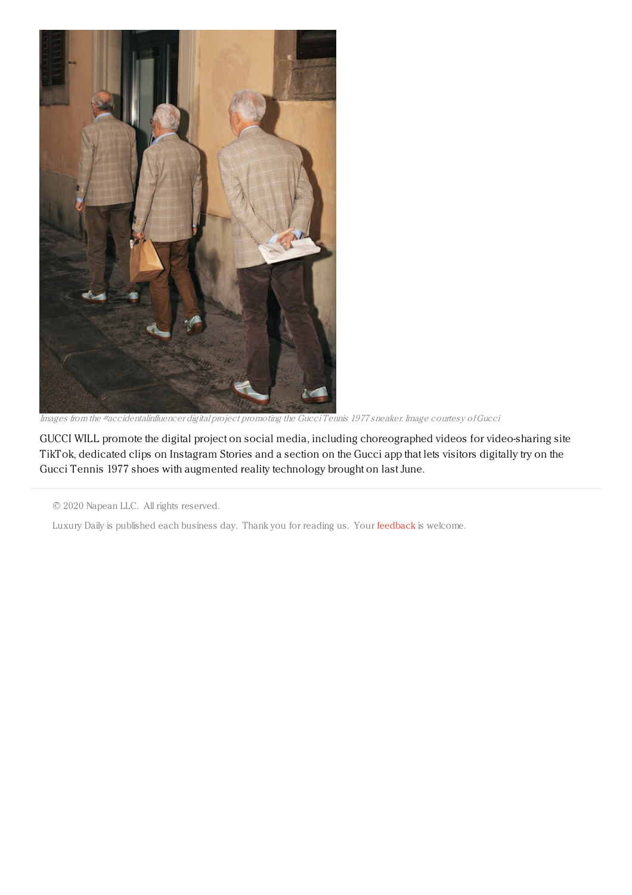*Images from the #accidentalinfluencer digital project promoting the Gucci Tennis 1977 sneaker. Image courtesy of Gucci*

GUCCI WILL promote the digital project on social media, including choreographed videos for video-sharing site TikTok, dedicated clips on Instagram Stories and a section on the Gucci app that lets visitors digitally try on the Gucci Tennis 1977 shoes with augmented reality technology brought on last June.

© 2020 Napean LLC. All rights reserved.

Luxury Daily is published each business day. Thank you for reading us. Your feedback is welcome.